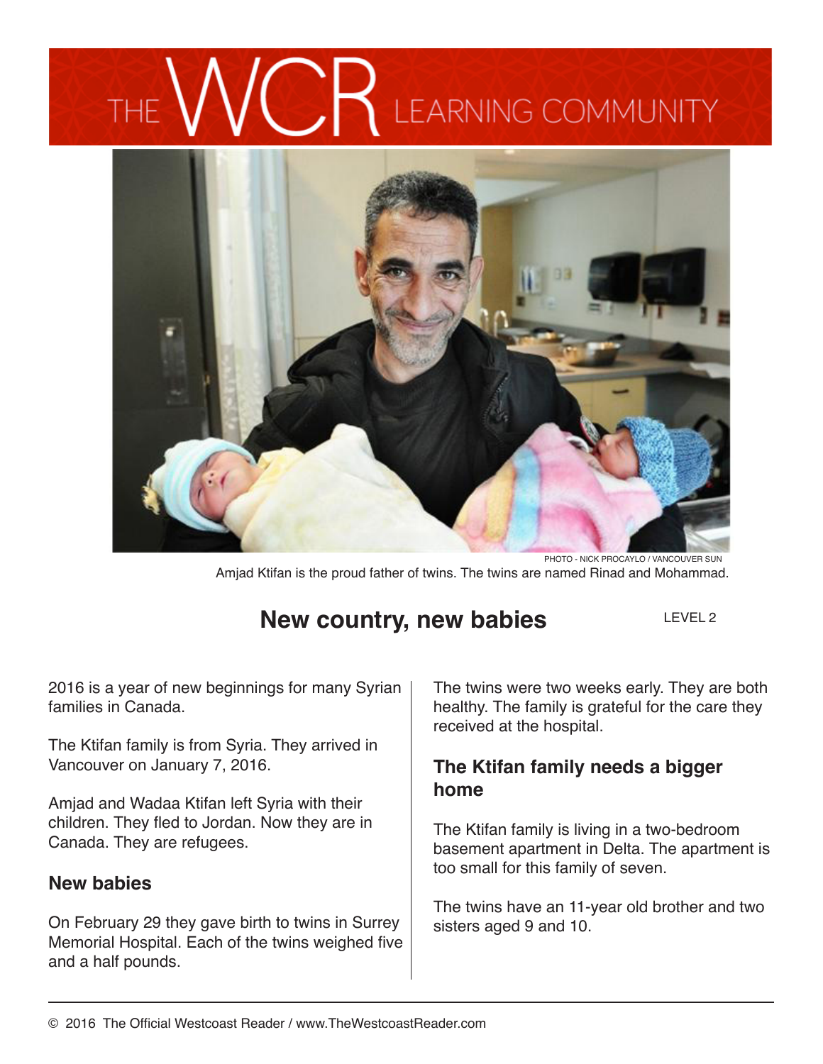# THE WCR LEARNING COMMUNITY

PHOTO - NICK PROCAYLO / VANCOUVER SUN

Amjad Ktifan is the proud father of twins. The twins are named Rinad and Mohammad.

## New country, new babies

LEVEL 2

2016 is a year of new beginnings for many Syrian families in Canada.

The Ktifan family is from Syria. They arrived in Vancouver on January 7, 2016.

Amjad and Wadaa Ktifan left Syria with their children. They fled to Jordan. Now they are in Canada. They are refugees.

### New babies

On February 29 they gave birth to twins in Surrey Memorial Hospital. Each of the twins weighed five and a half pounds.

The twins were two weeks early. They are both healthy. The family is grateful for the care they received at the hospital.

### The Ktifan family needs a bigger home

The Ktifan family is living in a two-bedroom basement apartment in Delta. The apartment is too small for this family of seven.

The twins have an 11-year old brother and two sisters aged 9 and 10.

© 2016 The Official Westcoast Reader / www.TheWestcoastReader.com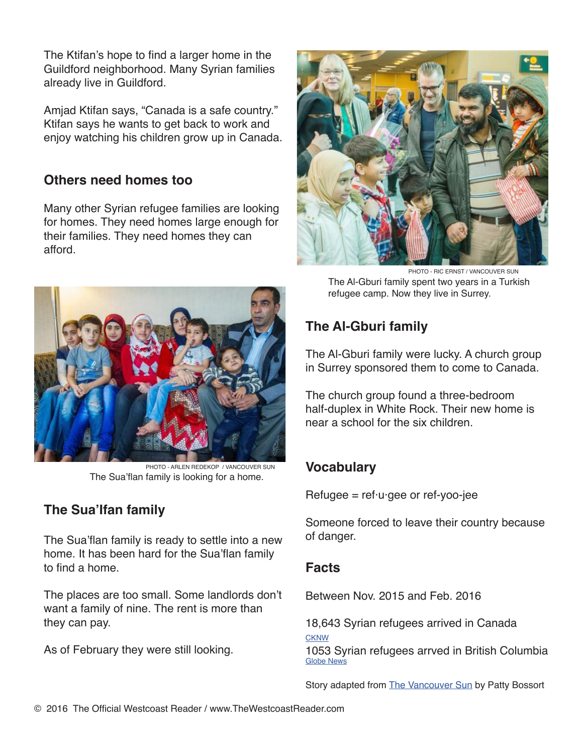The Ktifan's hope to find a larger home in the Guildford neighborhood. Many Syrian families already live in Guildford.

Amjad Ktifan says, "Canada is a safe country." Ktifan says he wants to get back to work and enjoy watching his children grow up in Canada.

## Others need homes too

Many other Syrian refugee families are looking for homes. They need homes large enough for their families. They need homes they can afford.

PHOTO - ARLEN REDEKOP / VANCOUVER SUN

The Sua'flan family is looking for a home.

## The Sua'lfan family

The Sua'flan family is ready to settle into a new home. It has been hard for the Sua'flan family to find a home.

The places are too small. Some landlords don't want a family of nine. The rent is more than they can pay.

As of February they were still looking.

PHOTO - RIC ERNST / VANCOUVER SUN

The Al-Gburi family spent two years in a Turkish refugee camp. Now they live in Surrey.

## The Al-Gburi family

The Al-Gburi family were lucky. A church group in Surrey sponsored them to come to Canada.

The church group found a three-bedroom half-duplex in White Rock. Their new home is near a school for the six children.

## Vocabulary

Refugee = ref·u·gee or ref-yoo-jee

Someone forced to leave their country because of danger.

## Facts

Between Nov. 2015 and Feb. 2016

18,643 Syrian refugees arrived in Canada
CKNW

1053 Syrian refugees arrved in British Columbia
Globe News

Story adapted from The Vancouver Sun by Patty Bossort

© 2016 The Official Westcoast Reader / www.TheWestcoastReader.com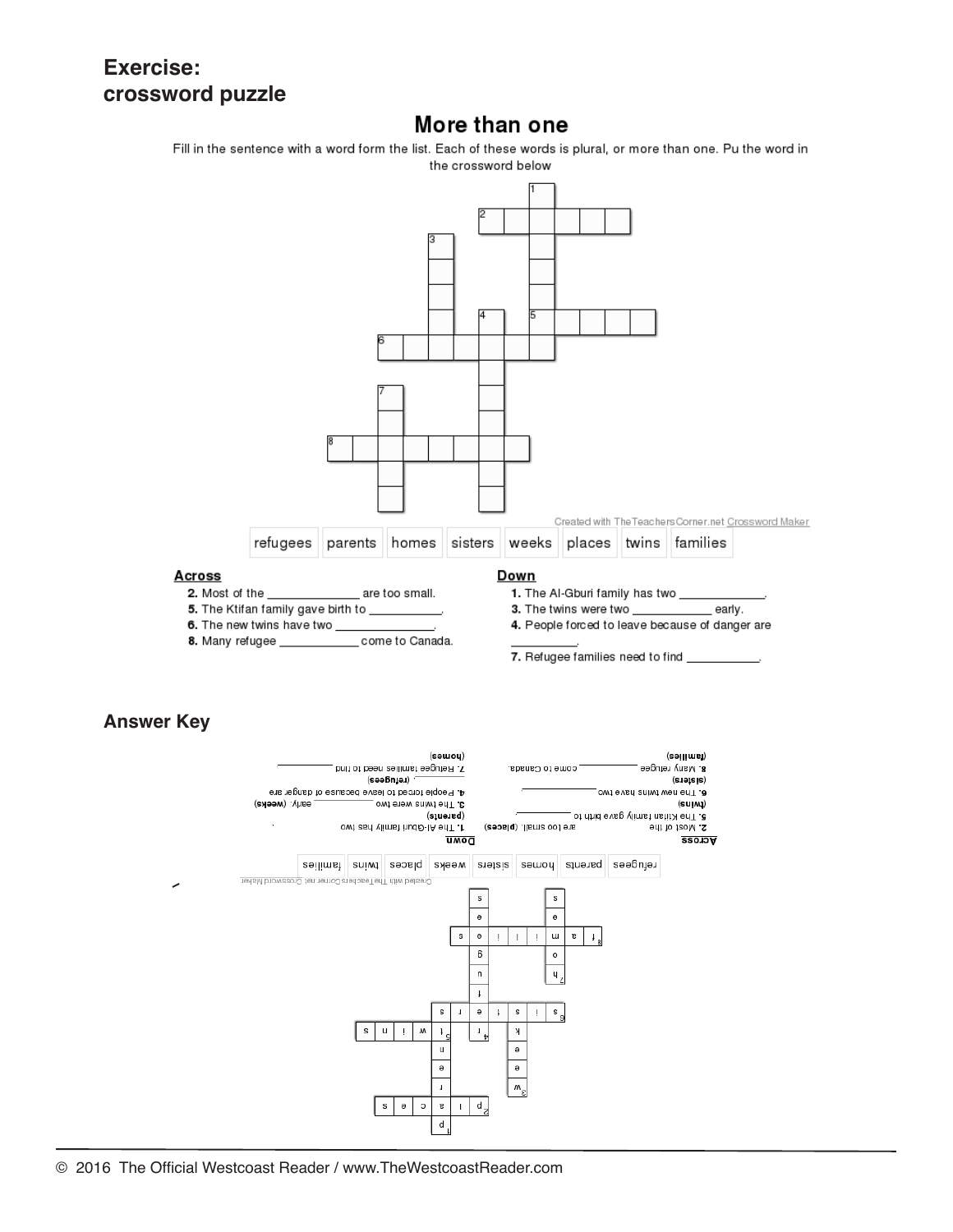**Exercise:**
**crossword puzzle**

## More than one

Fill in the sentence with a word form the list. Each of these words is plural, or more than one. Pu the word in the crossword below

Created with TheTeachersCorner.net Crossword Maker

refugees | parents | homes | sisters | weeks | places | twins | families

**Across**

**2.** Most of the ______________ are too small.

**5.** The Ktifan family gave birth to ___________.

**6.** The new twins have two _______________.

**8.** Many refugee ____________ come to Canada.

**Down**

**1.** The Al-Gburi family has two _____________.

**3.** The twins were two ____________ early.

**4.** People forced to leave because of danger are ___________.

**7.** Refugee families need to find ___________.

**Answer Key**

**Across**

**2.** Most of the ______________ are too small. **(places)**

**5.** The Ktifan family gave birth to ___________. **(twins)**

**6.** The new twins have two _______________. **(sisters)**

**8.** Many refugee ____________ come to Canada. **(families)**

**Down**

**1.** The Al-Gburi family has two _____________. **(parents)**

**3.** The twins were two ____________ early. **(weeks)**

**4.** People forced to leave because of danger are ___________. **(refugees)**

**7.** Refugee families need to find ___________. **(homes)**

© 2016 The Official Westcoast Reader / www.TheWestcoastReader.com